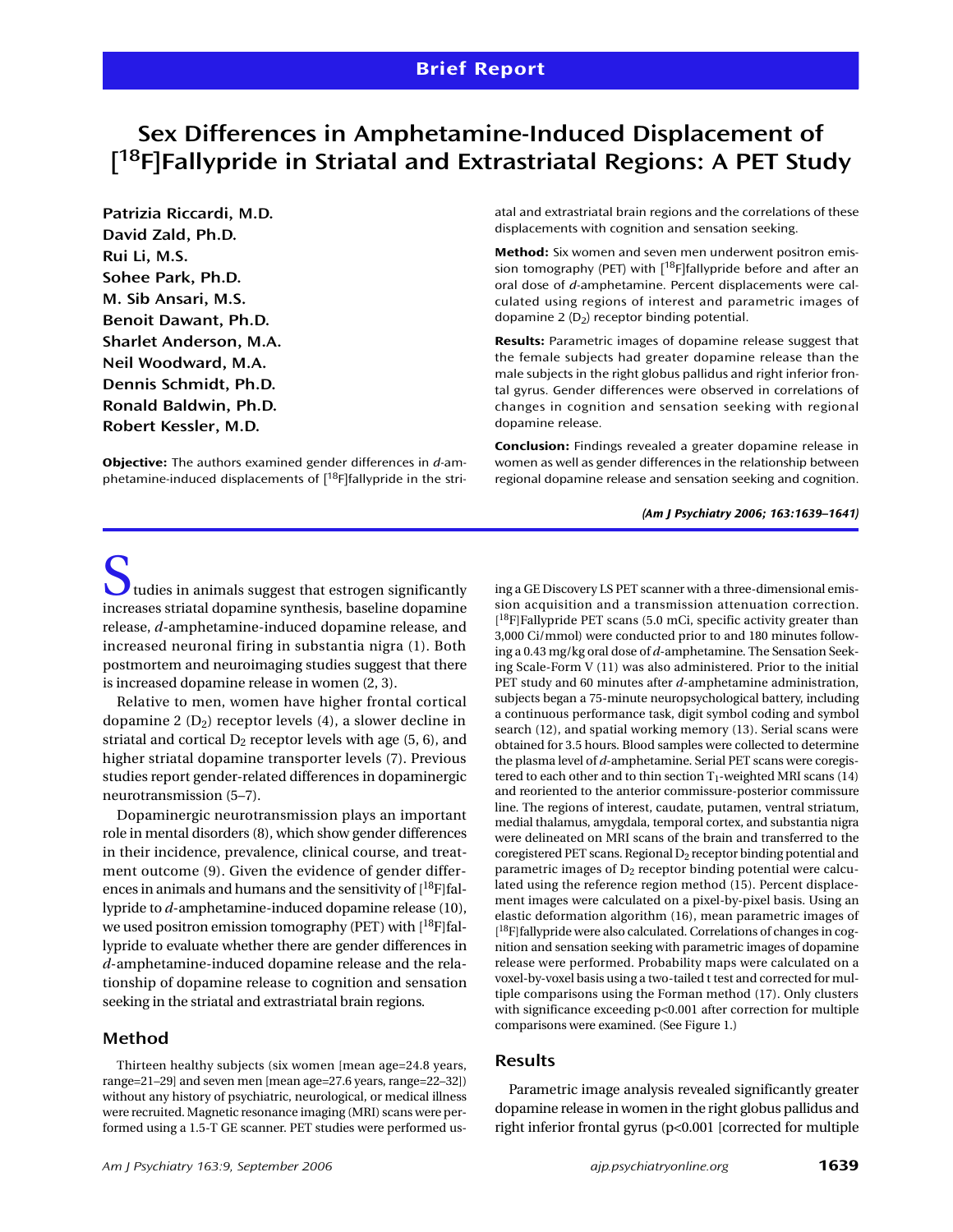Brief Report

# Sex Differences in Amphetamine-Induced Displacement of [$^{18}$F]Fallypride in Striatal and Extrastriatal Regions: A PET Study

**Patrizia Riccardi, M.D.**
**David Zald, Ph.D.**
**Rui Li, M.S.**
**Sohee Park, Ph.D.**
**M. Sib Ansari, M.S.**
**Benoit Dawant, Ph.D.**
**Sharlet Anderson, M.A.**
**Neil Woodward, M.A.**
**Dennis Schmidt, Ph.D.**
**Ronald Baldwin, Ph.D.**
**Robert Kessler, M.D.**

**Objective:** The authors examined gender differences in *d*-amphetamine-induced displacements of [$^{18}$F]fallypride in the striatal and extrastriatal brain regions and the correlations of these displacements with cognition and sensation seeking.

**Method:** Six women and seven men underwent positron emission tomography (PET) with [$^{18}$F]fallypride before and after an oral dose of *d*-amphetamine. Percent displacements were calculated using regions of interest and parametric images of dopamine 2 ($D_2$) receptor binding potential.

**Results:** Parametric images of dopamine release suggest that the female subjects had greater dopamine release than the male subjects in the right globus pallidus and right inferior frontal gyrus. Gender differences were observed in correlations of changes in cognition and sensation seeking with regional dopamine release.

**Conclusion:** Findings revealed a greater dopamine release in women as well as gender differences in the relationship between regional dopamine release and sensation seeking and cognition.

*(Am J Psychiatry 2006; 163:1639–1641)*

Studies in animals suggest that estrogen significantly increases striatal dopamine synthesis, baseline dopamine release, *d*-amphetamine-induced dopamine release, and increased neuronal firing in substantia nigra (1). Both postmortem and neuroimaging studies suggest that there is increased dopamine release in women (2, 3).

Relative to men, women have higher frontal cortical dopamine 2 ($D_2$) receptor levels (4), a slower decline in striatal and cortical $D_2$ receptor levels with age (5, 6), and higher striatal dopamine transporter levels (7). Previous studies report gender-related differences in dopaminergic neurotransmission (5–7).

Dopaminergic neurotransmission plays an important role in mental disorders (8), which show gender differences in their incidence, prevalence, clinical course, and treatment outcome (9). Given the evidence of gender differences in animals and humans and the sensitivity of [$^{18}$F]fallypride to *d*-amphetamine-induced dopamine release (10), we used positron emission tomography (PET) with [$^{18}$F]fallypride to evaluate whether there are gender differences in *d*-amphetamine-induced dopamine release and the relationship of dopamine release to cognition and sensation seeking in the striatal and extrastriatal brain regions.

## Method

Thirteen healthy subjects (six women [mean age=24.8 years, range=21–29] and seven men [mean age=27.6 years, range=22–32]) without any history of psychiatric, neurological, or medical illness were recruited. Magnetic resonance imaging (MRI) scans were performed using a 1.5-T GE scanner. PET studies were performed using a GE Discovery LS PET scanner with a three-dimensional emission acquisition and a transmission attenuation correction. [$^{18}$F]Fallypride PET scans (5.0 mCi, specific activity greater than 3,000 Ci/mmol) were conducted prior to and 180 minutes following a 0.43 mg/kg oral dose of *d*-amphetamine. The Sensation Seeking Scale-Form V (11) was also administered. Prior to the initial PET study and 60 minutes after *d*-amphetamine administration, subjects began a 75-minute neuropsychological battery, including a continuous performance task, digit symbol coding and symbol search (12), and spatial working memory (13). Serial scans were obtained for 3.5 hours. Blood samples were collected to determine the plasma level of *d*-amphetamine. Serial PET scans were coregistered to each other and to thin section $T_1$-weighted MRI scans (14) and reoriented to the anterior commissure-posterior commissure line. The regions of interest, caudate, putamen, ventral striatum, medial thalamus, amygdala, temporal cortex, and substantia nigra were delineated on MRI scans of the brain and transferred to the coregistered PET scans. Regional $D_2$ receptor binding potential and parametric images of $D_2$ receptor binding potential were calculated using the reference region method (15). Percent displacement images were calculated on a pixel-by-pixel basis. Using an elastic deformation algorithm (16), mean parametric images of [$^{18}$F]fallypride were also calculated. Correlations of changes in cognition and sensation seeking with parametric images of dopamine release were performed. Probability maps were calculated on a voxel-by-voxel basis using a two-tailed t test and corrected for multiple comparisons using the Forman method (17). Only clusters with significance exceeding p<0.001 after correction for multiple comparisons were examined. (See Figure 1.)

## Results

Parametric image analysis revealed significantly greater dopamine release in women in the right globus pallidus and right inferior frontal gyrus (p<0.001 [corrected for multiple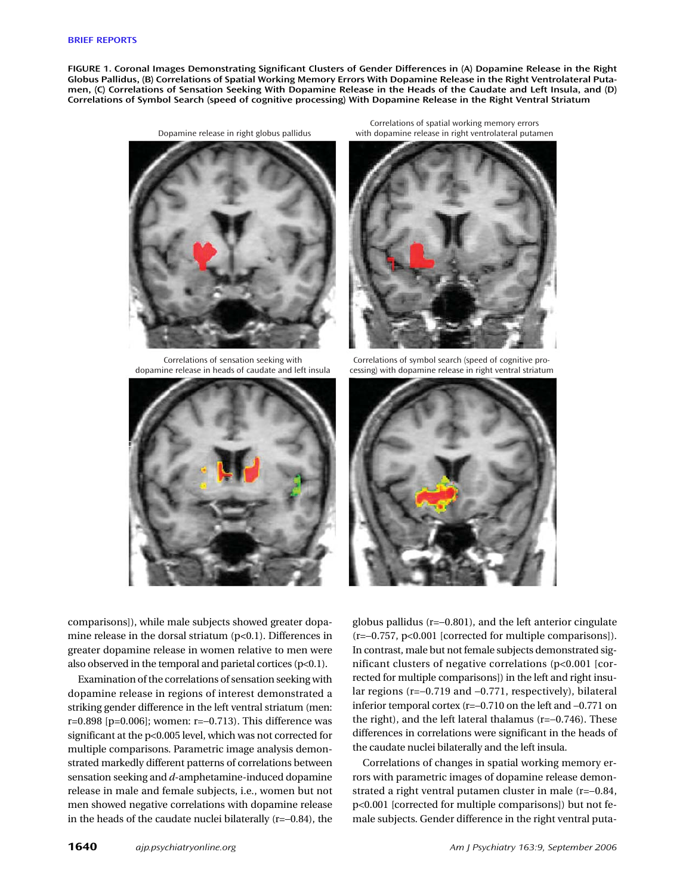FIGURE 1. Coronal Images Demonstrating Significant Clusters of Gender Differences in (A) Dopamine Release in the Right Globus Pallidus, (B) Correlations of Spatial Working Memory Errors With Dopamine Release in the Right Ventrolateral Putamen, (C) Correlations of Sensation Seeking With Dopamine Release in the Heads of the Caudate and Left Insula, and (D) Correlations of Symbol Search (speed of cognitive processing) With Dopamine Release in the Right Ventral Striatum

Dopamine release in right globus pallidus

Correlations of spatial working memory errors with dopamine release in right ventrolateral putamen

Correlations of sensation seeking with dopamine release in heads of caudate and left insula

Correlations of symbol search (speed of cognitive processing) with dopamine release in right ventral striatum

comparisons]), while male subjects showed greater dopamine release in the dorsal striatum ($p<0.1$). Differences in greater dopamine release in women relative to men were also observed in the temporal and parietal cortices ($p<0.1$).

Examination of the correlations of sensation seeking with dopamine release in regions of interest demonstrated a striking gender difference in the left ventral striatum (men: $r=0.898$ [$p=0.006$]; women: $r=-0.713$). This difference was significant at the $p<0.005$ level, which was not corrected for multiple comparisons. Parametric image analysis demonstrated markedly different patterns of correlations between sensation seeking and *d*-amphetamine-induced dopamine release in male and female subjects, i.e., women but not men showed negative correlations with dopamine release in the heads of the caudate nuclei bilaterally ($r=-0.84$), the globus pallidus ($r=-0.801$), and the left anterior cingulate ($r=-0.757$, $p<0.001$ [corrected for multiple comparisons]). In contrast, male but not female subjects demonstrated significant clusters of negative correlations ($p<0.001$ [corrected for multiple comparisons]) in the left and right insular regions ($r=-0.719$ and $-0.771$, respectively), bilateral inferior temporal cortex ($r=-0.710$ on the left and $-0.771$ on the right), and the left lateral thalamus ($r=-0.746$). These differences in correlations were significant in the heads of the caudate nuclei bilaterally and the left insula.

Correlations of changes in spatial working memory errors with parametric images of dopamine release demonstrated a right ventral putamen cluster in male ($r=-0.84$, $p<0.001$ [corrected for multiple comparisons]) but not female subjects. Gender difference in the right ventral puta-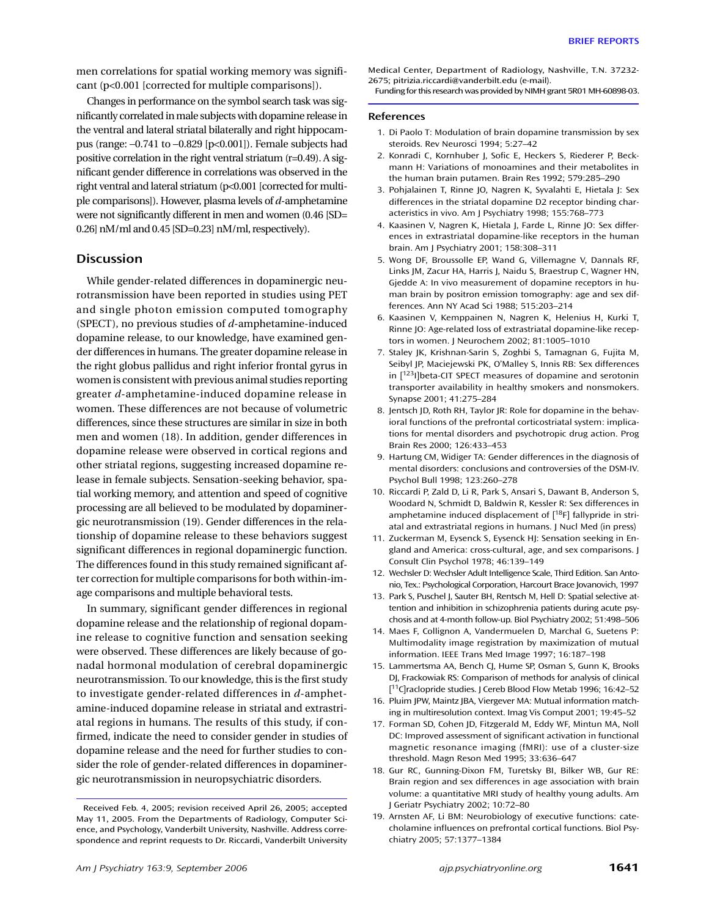men correlations for spatial working memory was significant ($p<0.001$ [corrected for multiple comparisons]).

Changes in performance on the symbol search task was significantly correlated in male subjects with dopamine release in the ventral and lateral striatal bilaterally and right hippocampus (range: –0.741 to –0.829 [$p<0.001$]). Female subjects had positive correlation in the right ventral striatum ($r=0.49$). A significant gender difference in correlations was observed in the right ventral and lateral striatum ($p<0.001$ [corrected for multiple comparisons]). However, plasma levels of *d*-amphetamine were not significantly different in men and women (0.46 [SD=0.26] nM/ml and 0.45 [SD=0.23] nM/ml, respectively).

## Discussion

While gender-related differences in dopaminergic neurotransmission have been reported in studies using PET and single photon emission computed tomography (SPECT), no previous studies of *d*-amphetamine-induced dopamine release, to our knowledge, have examined gender differences in humans. The greater dopamine release in the right globus pallidus and right inferior frontal gyrus in women is consistent with previous animal studies reporting greater *d*-amphetamine-induced dopamine release in women. These differences are not because of volumetric differences, since these structures are similar in size in both men and women (18). In addition, gender differences in dopamine release were observed in cortical regions and other striatal regions, suggesting increased dopamine release in female subjects. Sensation-seeking behavior, spatial working memory, and attention and speed of cognitive processing are all believed to be modulated by dopaminergic neurotransmission (19). Gender differences in the relationship of dopamine release to these behaviors suggest significant differences in regional dopaminergic function. The differences found in this study remained significant after correction for multiple comparisons for both within-image comparisons and multiple behavioral tests.

In summary, significant gender differences in regional dopamine release and the relationship of regional dopamine release to cognitive function and sensation seeking were observed. These differences are likely because of gonadal hormonal modulation of cerebral dopaminergic neurotransmission. To our knowledge, this is the first study to investigate gender-related differences in *d*-amphetamine-induced dopamine release in striatal and extrastriatal regions in humans. The results of this study, if confirmed, indicate the need to consider gender in studies of dopamine release and the need for further studies to consider the role of gender-related differences in dopaminergic neurotransmission in neuropsychiatric disorders.

Received Feb. 4, 2005; revision received April 26, 2005; accepted May 11, 2005. From the Departments of Radiology, Computer Science, and Psychology, Vanderbilt University, Nashville. Address correspondence and reprint requests to Dr. Riccardi, Vanderbilt University Medical Center, Department of Radiology, Nashville, T.N. 37232-2675; pitrizia.riccardi@vanderbilt.edu (e-mail).

Funding for this research was provided by NIMH grant 5R01 MH-60898-03.

## References

1. Di Paolo T: Modulation of brain dopamine transmission by sex steroids. Rev Neurosci 1994; 5:27–42
2. Konradi C, Kornhuber J, Sofic E, Heckers S, Riederer P, Beckmann H: Variations of monoamines and their metabolites in the human brain putamen. Brain Res 1992; 579:285–290
3. Pohjalainen T, Rinne JO, Nagren K, Syvalahti E, Hietala J: Sex differences in the striatal dopamine D2 receptor binding characteristics in vivo. Am J Psychiatry 1998; 155:768–773
4. Kaasinen V, Nagren K, Hietala J, Farde L, Rinne JO: Sex differences in extrastriatal dopamine-like receptors in the human brain. Am J Psychiatry 2001; 158:308–311
5. Wong DF, Broussolle EP, Wand G, Villemagne V, Dannals RF, Links JM, Zacur HA, Harris J, Naidu S, Braestrup C, Wagner HN, Gjedde A: In vivo measurement of dopamine receptors in human brain by positron emission tomography: age and sex differences. Ann NY Acad Sci 1988; 515:203–214
6. Kaasinen V, Kemppainen N, Nagren K, Helenius H, Kurki T, Rinne JO: Age-related loss of extrastriatal dopamine-like receptors in women. J Neurochem 2002; 81:1005–1010
7. Staley JK, Krishnan-Sarin S, Zoghbi S, Tamagnan G, Fujita M, Seibyl JP, Maciejewski PK, O'Malley S, Innis RB: Sex differences in [$^{123}$I]beta-CIT SPECT measures of dopamine and serotonin transporter availability in healthy smokers and nonsmokers. Synapse 2001; 41:275–284
8. Jentsch JD, Roth RH, Taylor JR: Role for dopamine in the behavioral functions of the prefrontal corticostriatal system: implications for mental disorders and psychotropic drug action. Prog Brain Res 2000; 126:433–453
9. Hartung CM, Widiger TA: Gender differences in the diagnosis of mental disorders: conclusions and controversies of the DSM-IV. Psychol Bull 1998; 123:260–278
10. Riccardi P, Zald D, Li R, Park S, Ansari S, Dawant B, Anderson S, Woodard N, Schmidt D, Baldwin R, Kessler R: Sex differences in amphetamine induced displacement of [$^{18}$F] fallypride in striatal and extrastriatal regions in humans. J Nucl Med (in press)
11. Zuckerman M, Eysenck S, Eysenck HJ: Sensation seeking in England and America: cross-cultural, age, and sex comparisons. J Consult Clin Psychol 1978; 46:139–149
12. Wechsler D: Wechsler Adult Intelligence Scale, Third Edition. San Antonio, Tex.: Psychological Corporation, Harcourt Brace Jovanovich, 1997
13. Park S, Puschel J, Sauter BH, Rentsch M, Hell D: Spatial selective attention and inhibition in schizophrenia patients during acute psychosis and at 4-month follow-up. Biol Psychiatry 2002; 51:498–506
14. Maes F, Collignon A, Vandermuelen D, Marchal G, Suetens P: Multimodality image registration by maximization of mutual information. IEEE Trans Med Image 1997; 16:187–198
15. Lammertsma AA, Bench CJ, Hume SP, Osman S, Gunn K, Brooks DJ, Frackowiak RS: Comparison of methods for analysis of clinical [$^{11}$C]raclopride studies. J Cereb Blood Flow Metab 1996; 16:42–52
16. Pluim JPW, Maintz JBA, Viergever MA: Mutual information matching in multiresolution context. Imag Vis Comput 2001; 19:45–52
17. Forman SD, Cohen JD, Fitzgerald M, Eddy WF, Mintun MA, Noll DC: Improved assessment of significant activation in functional magnetic resonance imaging (fMRI): use of a cluster-size threshold. Magn Reson Med 1995; 33:636–647
18. Gur RC, Gunning-Dixon FM, Turetsky BI, Bilker WB, Gur RE: Brain region and sex differences in age association with brain volume: a quantitative MRI study of healthy young adults. Am J Geriatr Psychiatry 2002; 10:72–80
19. Arnsten AF, Li BM: Neurobiology of executive functions: catecholamine influences on prefrontal cortical functions. Biol Psychiatry 2005; 57:1377–1384